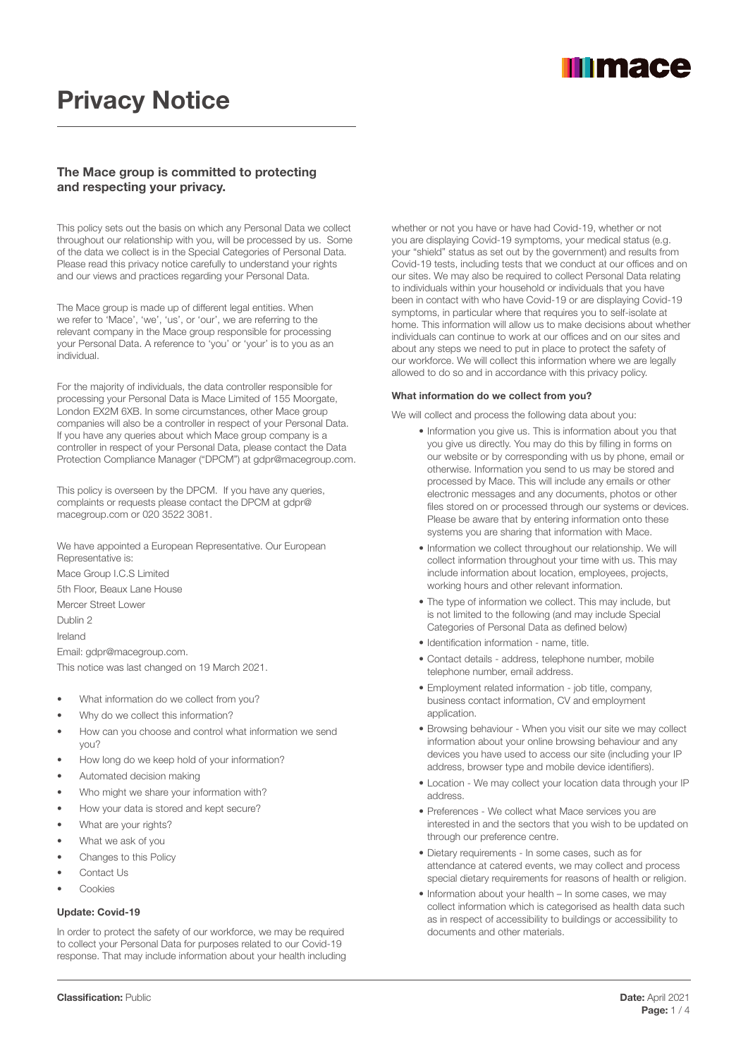# Privacy Notice

### The Mace group is committed to protecting and respecting your privacy.

This policy sets out the basis on which any Personal Data we collect throughout our relationship with you, will be processed by us. Some of the data we collect is in the Special Categories of Personal Data. Please read this privacy notice carefully to understand your rights and our views and practices regarding your Personal Data.

The Mace group is made up of different legal entities. When we refer to 'Mace', 'we', 'us', or 'our', we are referring to the relevant company in the Mace group responsible for processing your Personal Data. A reference to 'you' or 'your' is to you as an individual.

For the majority of individuals, the data controller responsible for processing your Personal Data is Mace Limited of 155 Moorgate, London EX2M 6XB. In some circumstances, other Mace group companies will also be a controller in respect of your Personal Data. If you have any queries about which Mace group company is a controller in respect of your Personal Data, please contact the Data Protection Compliance Manager ("DPCM") at gdpr@macegroup.com.

This policy is overseen by the DPCM. If you have any queries, complaints or requests please contact the DPCM at gdpr@macegroup.com or 020 3522 3081.

We have appointed a European Representative. Our European Representative is:

Mace Group I.C.S Limited

5th Floor, Beaux Lane House

Mercer Street Lower

Dublin 2

Ireland

Email: gdpr@macegroup.com.

This notice was last changed on 19 March 2021.

- What information do we collect from you?
- Why do we collect this information?
- How can you choose and control what information we send you?
- How long do we keep hold of your information?
- Automated decision making
- Who might we share your information with?
- How your data is stored and kept secure?
- What are your rights?
- What we ask of you
- Changes to this Policy
- Contact Us
- Cookies

#### Update: Covid-19

In order to protect the safety of our workforce, we may be required to collect your Personal Data for purposes related to our Covid-19 response. That may include information about your health including whether or not you have or have had Covid-19, whether or not you are displaying Covid-19 symptoms, your medical status (e.g. your "shield" status as set out by the government) and results from Covid-19 tests, including tests that we conduct at our offices and on our sites. We may also be required to collect Personal Data relating to individuals within your household or individuals that you have been in contact with who have Covid-19 or are displaying Covid-19 symptoms, in particular where that requires you to self-isolate at home. This information will allow us to make decisions about whether individuals can continue to work at our offices and on our sites and about any steps we need to put in place to protect the safety of our workforce. We will collect this information where we are legally allowed to do so and in accordance with this privacy policy.

#### What information do we collect from you?

We will collect and process the following data about you:

- Information you give us. This is information about you that you give us directly. You may do this by filling in forms on our website or by corresponding with us by phone, email or otherwise. Information you send to us may be stored and processed by Mace. This will include any emails or other electronic messages and any documents, photos or other files stored on or processed through our systems or devices. Please be aware that by entering information onto these systems you are sharing that information with Mace.
- Information we collect throughout our relationship. We will collect information throughout your time with us. This may include information about location, employees, projects, working hours and other relevant information.
- The type of information we collect. This may include, but is not limited to the following (and may include Special Categories of Personal Data as defined below)
- Identification information - name, title.
- Contact details - address, telephone number, mobile telephone number, email address.
- Employment related information - job title, company, business contact information, CV and employment application.
- Browsing behaviour - When you visit our site we may collect information about your online browsing behaviour and any devices you have used to access our site (including your IP address, browser type and mobile device identifiers).
- Location - We may collect your location data through your IP address.
- Preferences - We collect what Mace services you are interested in and the sectors that you wish to be updated on through our preference centre.
- Dietary requirements - In some cases, such as for attendance at catered events, we may collect and process special dietary requirements for reasons of health or religion.
- Information about your health – In some cases, we may collect information which is categorised as health data such as in respect of accessibility to buildings or accessibility to documents and other materials.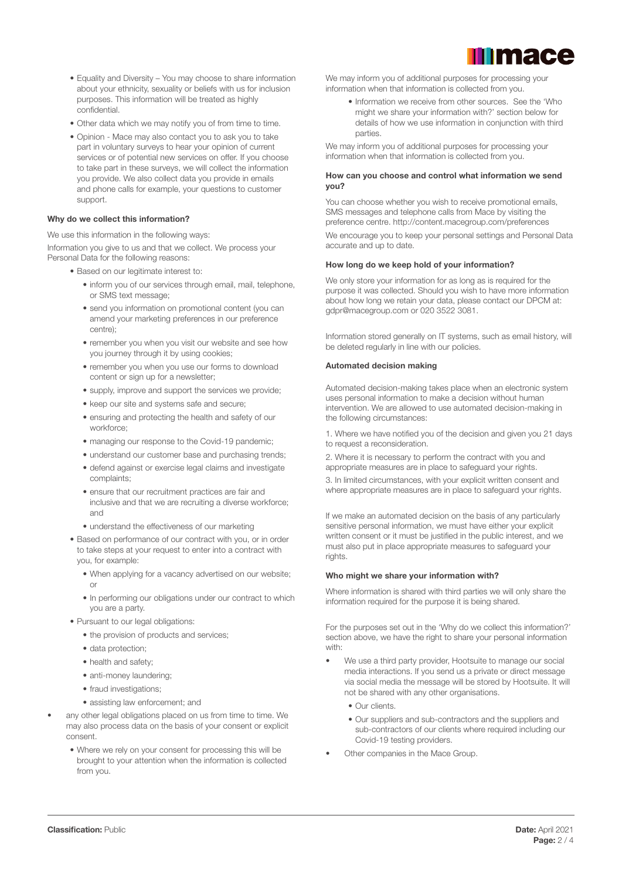- Equality and Diversity – You may choose to share information about your ethnicity, sexuality or beliefs with us for inclusion purposes. This information will be treated as highly confidential.
- Other data which we may notify you of from time to time.
- Opinion - Mace may also contact you to ask you to take part in voluntary surveys to hear your opinion of current services or of potential new services on offer. If you choose to take part in these surveys, we will collect the information you provide. We also collect data you provide in emails and phone calls for example, your questions to customer support.

**Why do we collect this information?**

We use this information in the following ways:

Information you give to us and that we collect. We process your Personal Data for the following reasons:

- Based on our legitimate interest to:
  - inform you of our services through email, mail, telephone, or SMS text message;
  - send you information on promotional content (you can amend your marketing preferences in our preference centre);
  - remember you when you visit our website and see how you journey through it by using cookies;
  - remember you when you use our forms to download content or sign up for a newsletter;
  - supply, improve and support the services we provide;
  - keep our site and systems safe and secure;
  - ensuring and protecting the health and safety of our workforce;
  - managing our response to the Covid-19 pandemic;
  - understand our customer base and purchasing trends;
  - defend against or exercise legal claims and investigate complaints;
  - ensure that our recruitment practices are fair and inclusive and that we are recruiting a diverse workforce; and
  - understand the effectiveness of our marketing
- Based on performance of our contract with you, or in order to take steps at your request to enter into a contract with you, for example:
  - When applying for a vacancy advertised on our website; or
  - In performing our obligations under our contract to which you are a party.
- Pursuant to our legal obligations:
  - the provision of products and services;
  - data protection;
  - health and safety;
  - anti-money laundering;
  - fraud investigations;
  - assisting law enforcement; and
- any other legal obligations placed on us from time to time. We may also process data on the basis of your consent or explicit consent.
  - Where we rely on your consent for processing this will be brought to your attention when the information is collected from you.

We may inform you of additional purposes for processing your information when that information is collected from you.

- Information we receive from other sources. See the 'Who might we share your information with?' section below for details of how we use information in conjunction with third parties.

We may inform you of additional purposes for processing your information when that information is collected from you.

**How can you choose and control what information we send you?**

You can choose whether you wish to receive promotional emails, SMS messages and telephone calls from Mace by visiting the preference centre. http://content.macegroup.com/preferences

We encourage you to keep your personal settings and Personal Data accurate and up to date.

**How long do we keep hold of your information?**

We only store your information for as long as is required for the purpose it was collected. Should you wish to have more information about how long we retain your data, please contact our DPCM at: gdpr@macegroup.com or 020 3522 3081.

Information stored generally on IT systems, such as email history, will be deleted regularly in line with our policies.

**Automated decision making**

Automated decision-making takes place when an electronic system uses personal information to make a decision without human intervention. We are allowed to use automated decision-making in the following circumstances:

1. Where we have notified you of the decision and given you 21 days to request a reconsideration.
2. Where it is necessary to perform the contract with you and appropriate measures are in place to safeguard your rights.
3. In limited circumstances, with your explicit written consent and where appropriate measures are in place to safeguard your rights.

If we make an automated decision on the basis of any particularly sensitive personal information, we must have either your explicit written consent or it must be justified in the public interest, and we must also put in place appropriate measures to safeguard your rights.

**Who might we share your information with?**

Where information is shared with third parties we will only share the information required for the purpose it is being shared.

For the purposes set out in the 'Why do we collect this information?' section above, we have the right to share your personal information with:

- We use a third party provider, Hootsuite to manage our social media interactions. If you send us a private or direct message via social media the message will be stored by Hootsuite. It will not be shared with any other organisations.
  - Our clients.
  - Our suppliers and sub-contractors and the suppliers and sub-contractors of our clients where required including our Covid-19 testing providers.
- Other companies in the Mace Group.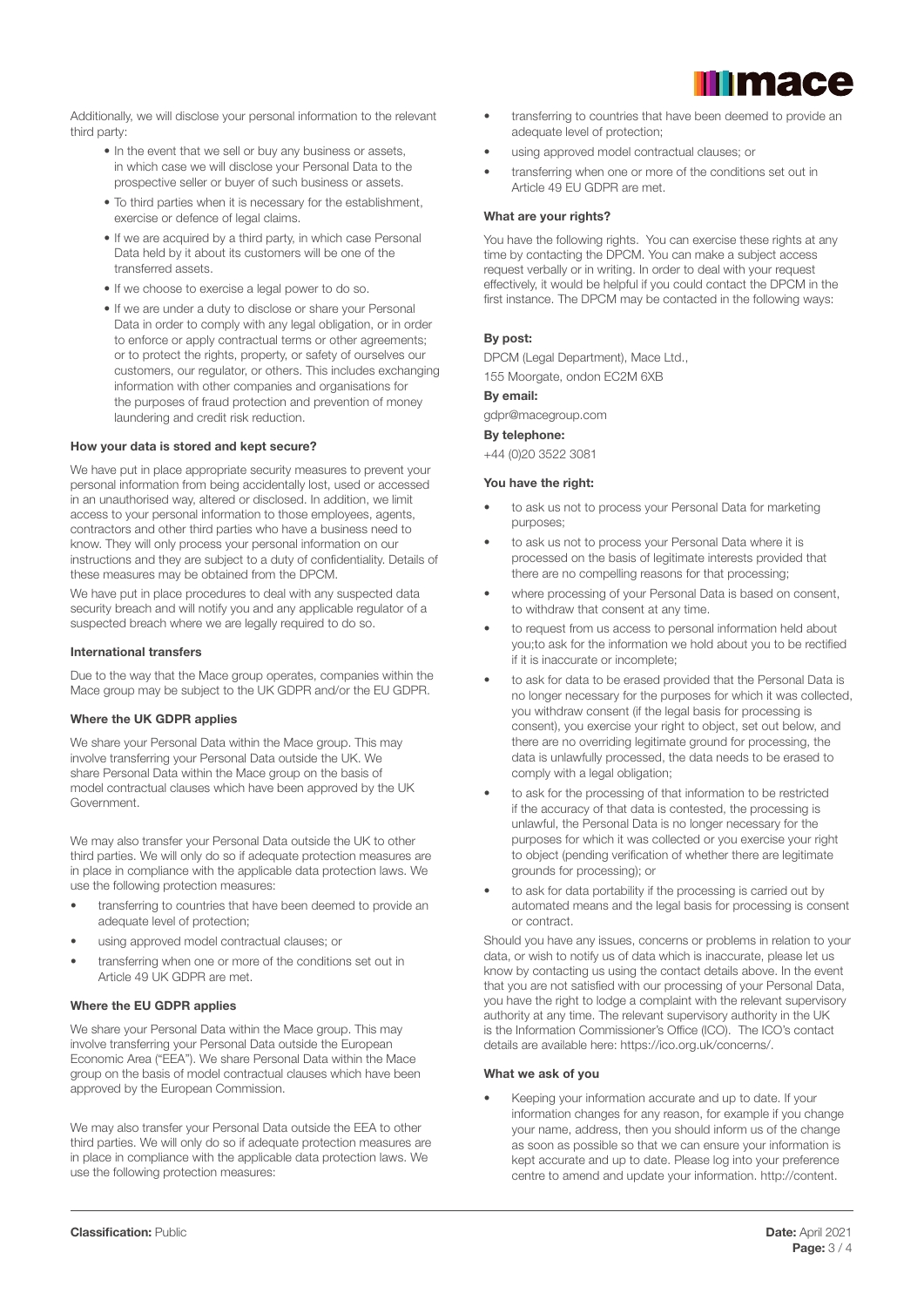Additionally, we will disclose your personal information to the relevant third party:

- In the event that we sell or buy any business or assets, in which case we will disclose your Personal Data to the prospective seller or buyer of such business or assets.
- To third parties when it is necessary for the establishment, exercise or defence of legal claims.
- If we are acquired by a third party, in which case Personal Data held by it about its customers will be one of the transferred assets.
- If we choose to exercise a legal power to do so.
- If we are under a duty to disclose or share your Personal Data in order to comply with any legal obligation, or in order to enforce or apply contractual terms or other agreements; or to protect the rights, property, or safety of ourselves our customers, our regulator, or others. This includes exchanging information with other companies and organisations for the purposes of fraud protection and prevention of money laundering and credit risk reduction.

**How your data is stored and kept secure?**

We have put in place appropriate security measures to prevent your personal information from being accidentally lost, used or accessed in an unauthorised way, altered or disclosed. In addition, we limit access to your personal information to those employees, agents, contractors and other third parties who have a business need to know. They will only process your personal information on our instructions and they are subject to a duty of confidentiality. Details of these measures may be obtained from the DPCM.

We have put in place procedures to deal with any suspected data security breach and will notify you and any applicable regulator of a suspected breach where we are legally required to do so.

**International transfers**

Due to the way that the Mace group operates, companies within the Mace group may be subject to the UK GDPR and/or the EU GDPR.

**Where the UK GDPR applies**

We share your Personal Data within the Mace group. This may involve transferring your Personal Data outside the UK. We share Personal Data within the Mace group on the basis of model contractual clauses which have been approved by the UK Government.

We may also transfer your Personal Data outside the UK to other third parties. We will only do so if adequate protection measures are in place in compliance with the applicable data protection laws. We use the following protection measures:

- transferring to countries that have been deemed to provide an adequate level of protection;
- using approved model contractual clauses; or
- transferring when one or more of the conditions set out in Article 49 UK GDPR are met.

**Where the EU GDPR applies**

We share your Personal Data within the Mace group. This may involve transferring your Personal Data outside the European Economic Area ("EEA"). We share Personal Data within the Mace group on the basis of model contractual clauses which have been approved by the European Commission.

We may also transfer your Personal Data outside the EEA to other third parties. We will only do so if adequate protection measures are in place in compliance with the applicable data protection laws. We use the following protection measures:

- transferring to countries that have been deemed to provide an adequate level of protection;
- using approved model contractual clauses; or
- transferring when one or more of the conditions set out in Article 49 EU GDPR are met.

**What are your rights?**

You have the following rights. You can exercise these rights at any time by contacting the DPCM. You can make a subject access request verbally or in writing. In order to deal with your request effectively, it would be helpful if you could contact the DPCM in the first instance. The DPCM may be contacted in the following ways:

**By post:**

DPCM (Legal Department), Mace Ltd.,

155 Moorgate, ondon EC2M 6XB

**By email:**

gdpr@macegroup.com

**By telephone:**

+44 (0)20 3522 3081

**You have the right:**

- to ask us not to process your Personal Data for marketing purposes;
- to ask us not to process your Personal Data where it is processed on the basis of legitimate interests provided that there are no compelling reasons for that processing;
- where processing of your Personal Data is based on consent, to withdraw that consent at any time.
- to request from us access to personal information held about you;to ask for the information we hold about you to be rectified if it is inaccurate or incomplete;
- to ask for data to be erased provided that the Personal Data is no longer necessary for the purposes for which it was collected, you withdraw consent (if the legal basis for processing is consent), you exercise your right to object, set out below, and there are no overriding legitimate ground for processing, the data is unlawfully processed, the data needs to be erased to comply with a legal obligation;
- to ask for the processing of that information to be restricted if the accuracy of that data is contested, the processing is unlawful, the Personal Data is no longer necessary for the purposes for which it was collected or you exercise your right to object (pending verification of whether there are legitimate grounds for processing); or
- to ask for data portability if the processing is carried out by automated means and the legal basis for processing is consent or contract.

Should you have any issues, concerns or problems in relation to your data, or wish to notify us of data which is inaccurate, please let us know by contacting us using the contact details above. In the event that you are not satisfied with our processing of your Personal Data, you have the right to lodge a complaint with the relevant supervisory authority at any time. The relevant supervisory authority in the UK is the Information Commissioner's Office (ICO). The ICO's contact details are available here: https://ico.org.uk/concerns/.

**What we ask of you**

- Keeping your information accurate and up to date. If your information changes for any reason, for example if you change your name, address, then you should inform us of the change as soon as possible so that we can ensure your information is kept accurate and up to date. Please log into your preference centre to amend and update your information. http://content.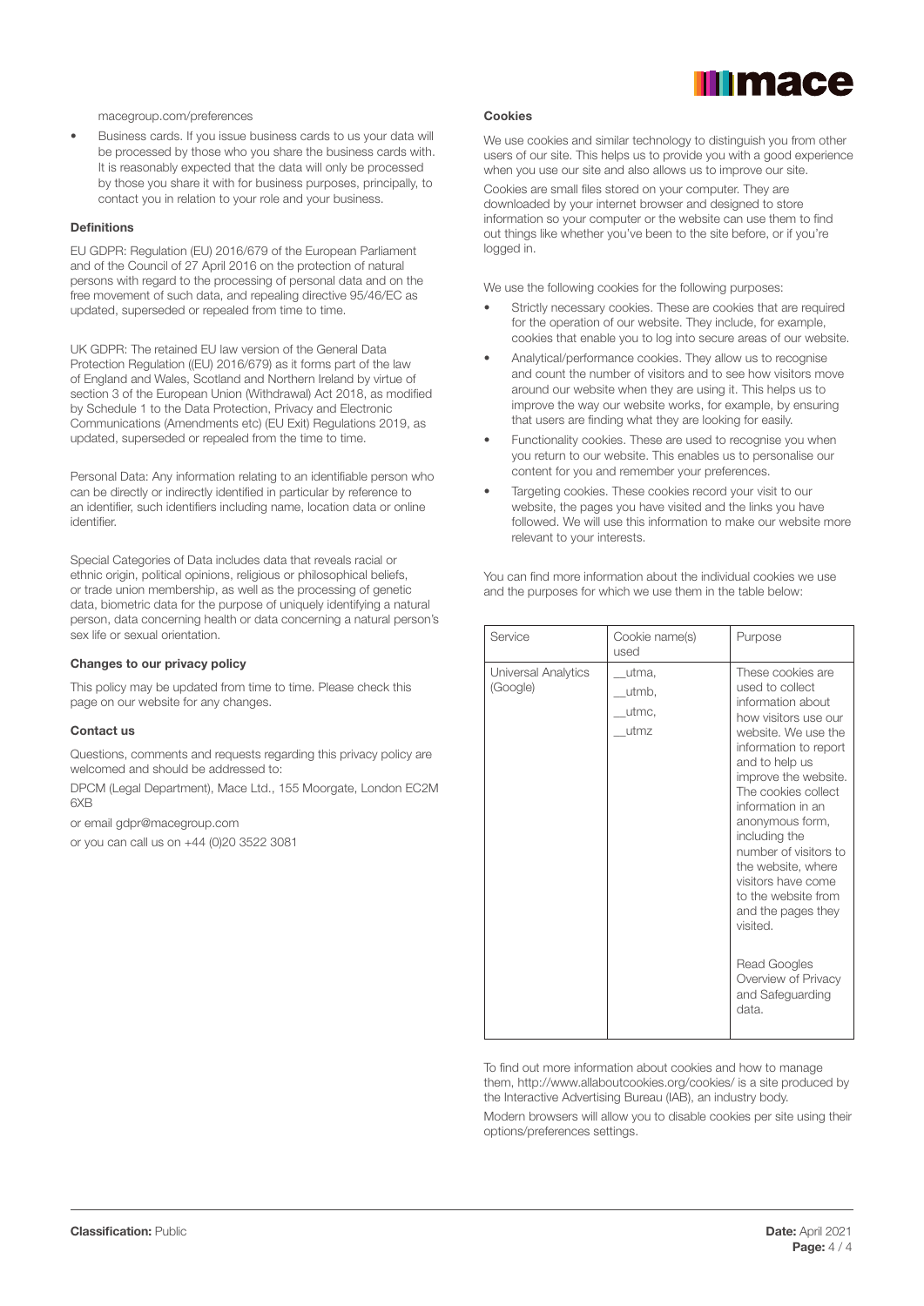macegroup.com/preferences

- Business cards. If you issue business cards to us your data will be processed by those who you share the business cards with. It is reasonably expected that the data will only be processed by those you share it with for business purposes, principally, to contact you in relation to your role and your business.

**Definitions**

EU GDPR: Regulation (EU) 2016/679 of the European Parliament and of the Council of 27 April 2016 on the protection of natural persons with regard to the processing of personal data and on the free movement of such data, and repealing directive 95/46/EC as updated, superseded or repealed from time to time.

UK GDPR: The retained EU law version of the General Data Protection Regulation ((EU) 2016/679) as it forms part of the law of England and Wales, Scotland and Northern Ireland by virtue of section 3 of the European Union (Withdrawal) Act 2018, as modified by Schedule 1 to the Data Protection, Privacy and Electronic Communications (Amendments etc) (EU Exit) Regulations 2019, as updated, superseded or repealed from the time to time.

Personal Data: Any information relating to an identifiable person who can be directly or indirectly identified in particular by reference to an identifier, such identifiers including name, location data or online identifier.

Special Categories of Data includes data that reveals racial or ethnic origin, political opinions, religious or philosophical beliefs, or trade union membership, as well as the processing of genetic data, biometric data for the purpose of uniquely identifying a natural person, data concerning health or data concerning a natural person's sex life or sexual orientation.

**Changes to our privacy policy**

This policy may be updated from time to time. Please check this page on our website for any changes.

**Contact us**

Questions, comments and requests regarding this privacy policy are welcomed and should be addressed to:

DPCM (Legal Department), Mace Ltd., 155 Moorgate, London EC2M 6XB

or email gdpr@macegroup.com

or you can call us on +44 (0)20 3522 3081

**Cookies**

We use cookies and similar technology to distinguish you from other users of our site. This helps us to provide you with a good experience when you use our site and also allows us to improve our site.

Cookies are small files stored on your computer. They are downloaded by your internet browser and designed to store information so your computer or the website can use them to find out things like whether you've been to the site before, or if you're logged in.

We use the following cookies for the following purposes:

- Strictly necessary cookies. These are cookies that are required for the operation of our website. They include, for example, cookies that enable you to log into secure areas of our website.
- Analytical/performance cookies. They allow us to recognise and count the number of visitors and to see how visitors move around our website when they are using it. This helps us to improve the way our website works, for example, by ensuring that users are finding what they are looking for easily.
- Functionality cookies. These are used to recognise you when you return to our website. This enables us to personalise our content for you and remember your preferences.
- Targeting cookies. These cookies record your visit to our website, the pages you have visited and the links you have followed. We will use this information to make our website more relevant to your interests.

You can find more information about the individual cookies we use and the purposes for which we use them in the table below:

| Service | Cookie name(s) used | Purpose |
|---|---|---|
| Universal Analytics (Google) | __utma, __utmb, __utmc, __utmz | These cookies are used to collect information about how visitors use our website. We use the information to report and to help us improve the website. The cookies collect information in an anonymous form, including the number of visitors to the website, where visitors have come to the website from and the pages they visited.<br><br>Read Googles Overview of Privacy and Safeguarding data. |

To find out more information about cookies and how to manage them, http://www.allaboutcookies.org/cookies/ is a site produced by the Interactive Advertising Bureau (IAB), an industry body.

Modern browsers will allow you to disable cookies per site using their options/preferences settings.

**Classification:** Public

**Date:** April 2021